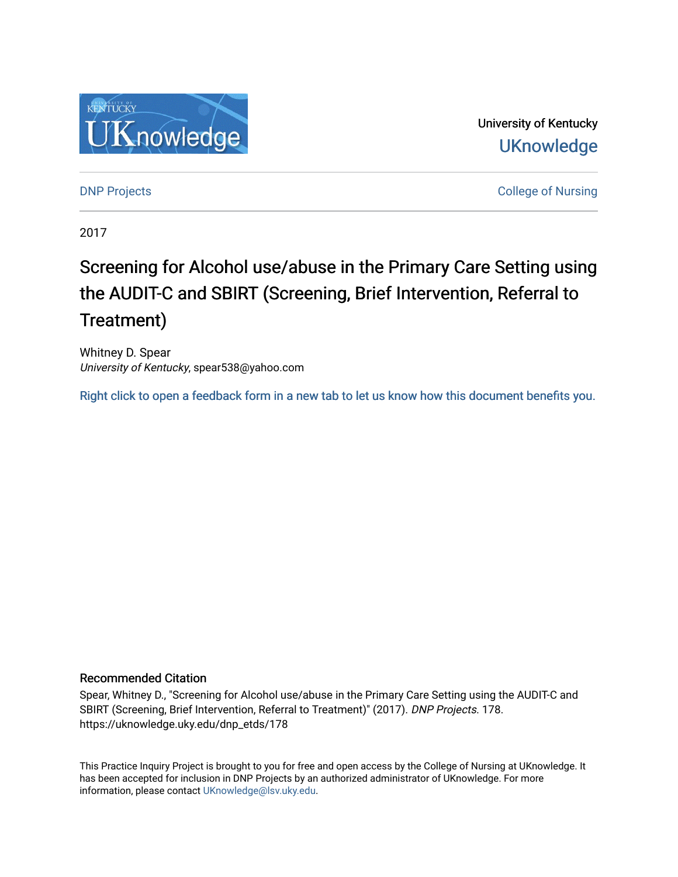University of Kentucky

UKnowledge

DNP Projects

College of Nursing

2017

# Screening for Alcohol use/abuse in the Primary Care Setting using the AUDIT-C and SBIRT (Screening, Brief Intervention, Referral to Treatment)

Whitney D. Spear
*University of Kentucky*, spear538@yahoo.com

Right click to open a feedback form in a new tab to let us know how this document benefits you.

## Recommended Citation

Spear, Whitney D., "Screening for Alcohol use/abuse in the Primary Care Setting using the AUDIT-C and SBIRT (Screening, Brief Intervention, Referral to Treatment)" (2017). *DNP Projects*. 178.
https://uknowledge.uky.edu/dnp_etds/178

This Practice Inquiry Project is brought to you for free and open access by the College of Nursing at UKnowledge. It has been accepted for inclusion in DNP Projects by an authorized administrator of UKnowledge. For more information, please contact UKnowledge@lsv.uky.edu.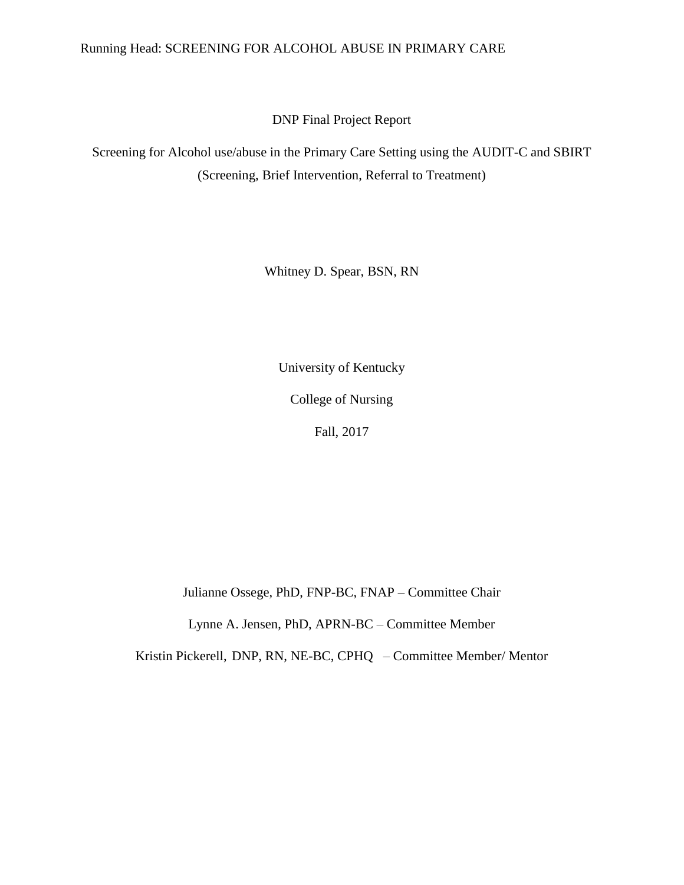DNP Final Project Report

Screening for Alcohol use/abuse in the Primary Care Setting using the AUDIT-C and SBIRT (Screening, Brief Intervention, Referral to Treatment)

Whitney D. Spear, BSN, RN

University of Kentucky

College of Nursing

Fall, 2017

Julianne Ossege, PhD, FNP-BC, FNAP – Committee Chair

Lynne A. Jensen, PhD, APRN-BC – Committee Member

Kristin Pickerell, DNP, RN, NE-BC, CPHQ – Committee Member/ Mentor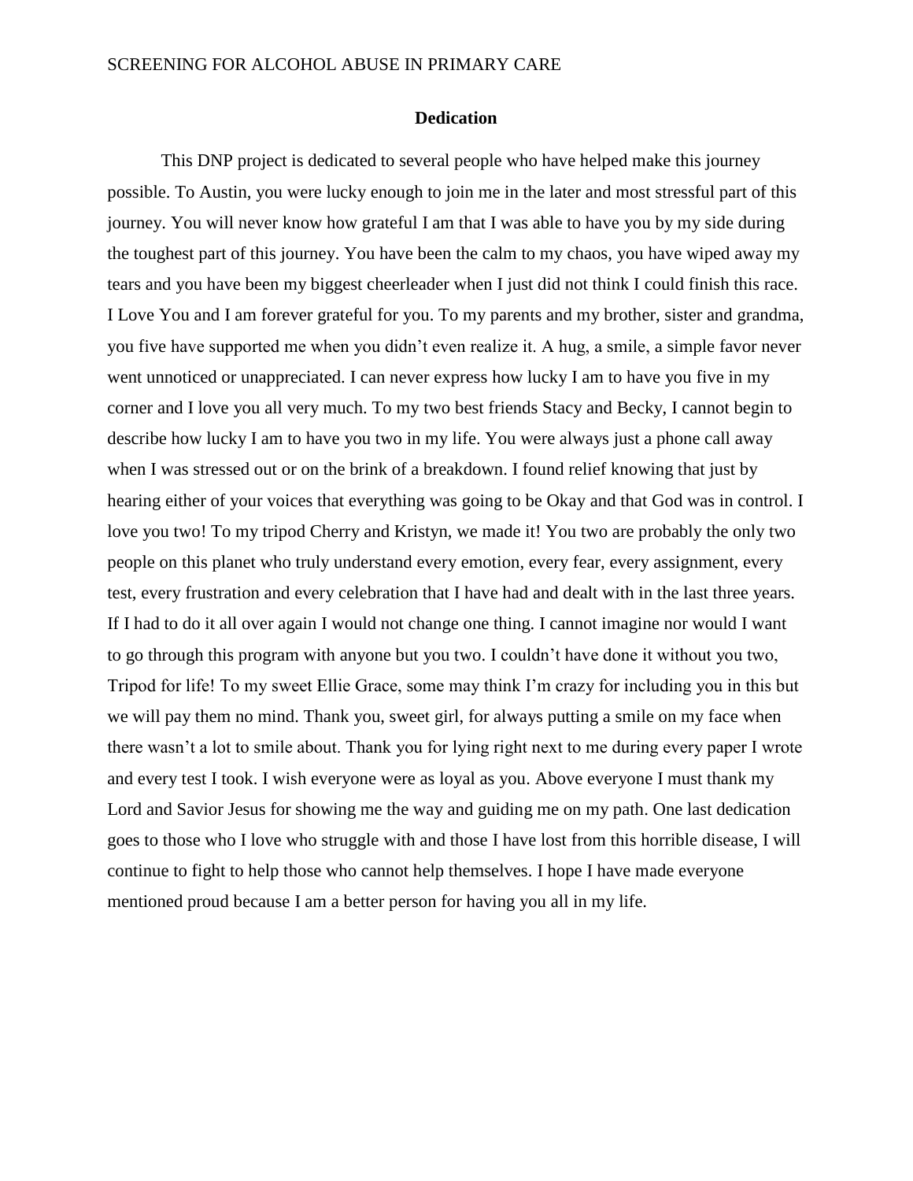# Dedication

This DNP project is dedicated to several people who have helped make this journey possible. To Austin, you were lucky enough to join me in the later and most stressful part of this journey. You will never know how grateful I am that I was able to have you by my side during the toughest part of this journey. You have been the calm to my chaos, you have wiped away my tears and you have been my biggest cheerleader when I just did not think I could finish this race. I Love You and I am forever grateful for you. To my parents and my brother, sister and grandma, you five have supported me when you didn't even realize it. A hug, a smile, a simple favor never went unnoticed or unappreciated. I can never express how lucky I am to have you five in my corner and I love you all very much. To my two best friends Stacy and Becky, I cannot begin to describe how lucky I am to have you two in my life. You were always just a phone call away when I was stressed out or on the brink of a breakdown. I found relief knowing that just by hearing either of your voices that everything was going to be Okay and that God was in control. I love you two! To my tripod Cherry and Kristyn, we made it! You two are probably the only two people on this planet who truly understand every emotion, every fear, every assignment, every test, every frustration and every celebration that I have had and dealt with in the last three years. If I had to do it all over again I would not change one thing. I cannot imagine nor would I want to go through this program with anyone but you two. I couldn't have done it without you two, Tripod for life! To my sweet Ellie Grace, some may think I'm crazy for including you in this but we will pay them no mind. Thank you, sweet girl, for always putting a smile on my face when there wasn't a lot to smile about. Thank you for lying right next to me during every paper I wrote and every test I took. I wish everyone were as loyal as you. Above everyone I must thank my Lord and Savior Jesus for showing me the way and guiding me on my path. One last dedication goes to those who I love who struggle with and those I have lost from this horrible disease, I will continue to fight to help those who cannot help themselves. I hope I have made everyone mentioned proud because I am a better person for having you all in my life.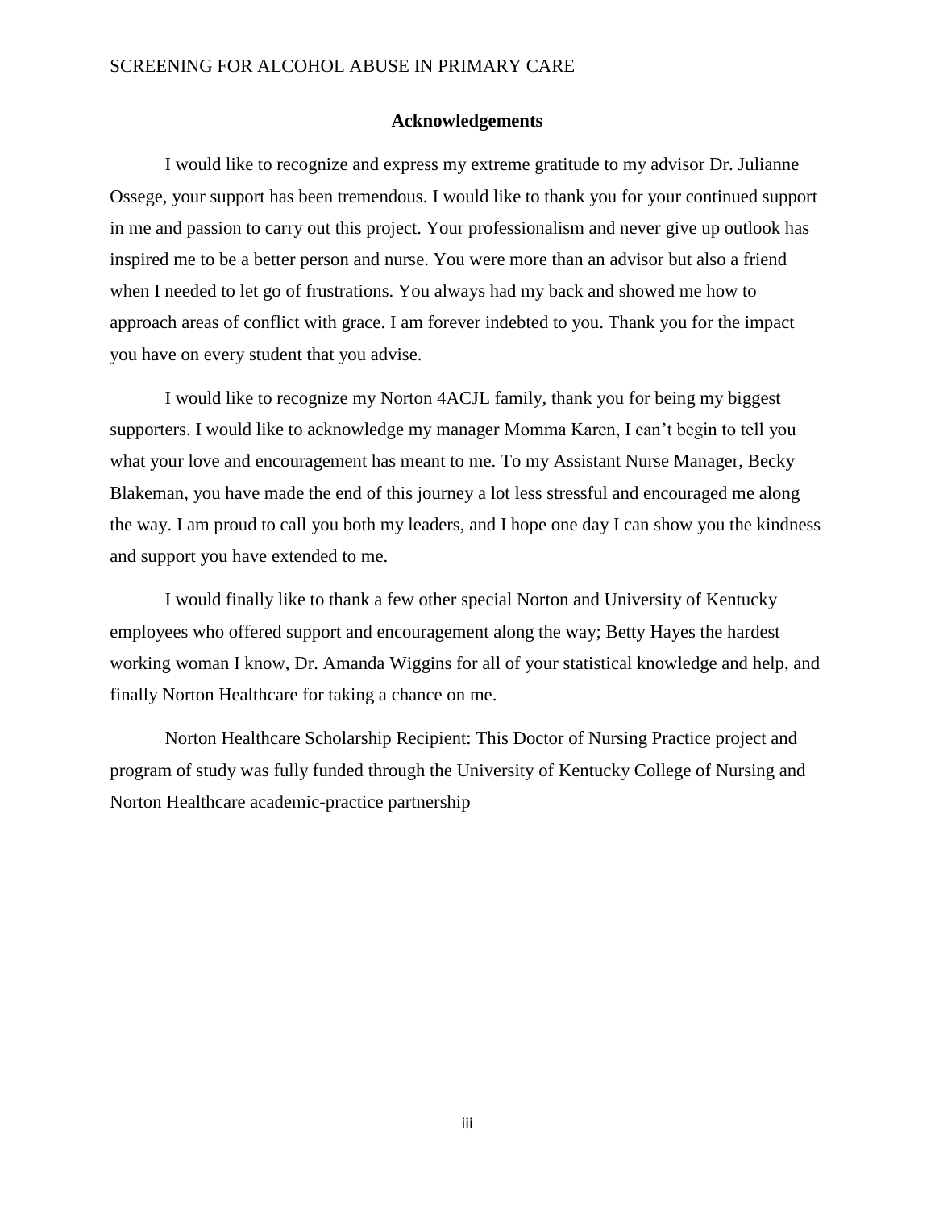## Acknowledgements

I would like to recognize and express my extreme gratitude to my advisor Dr. Julianne Ossege, your support has been tremendous. I would like to thank you for your continued support in me and passion to carry out this project. Your professionalism and never give up outlook has inspired me to be a better person and nurse. You were more than an advisor but also a friend when I needed to let go of frustrations. You always had my back and showed me how to approach areas of conflict with grace. I am forever indebted to you. Thank you for the impact you have on every student that you advise.

I would like to recognize my Norton 4ACJL family, thank you for being my biggest supporters. I would like to acknowledge my manager Momma Karen, I can't begin to tell you what your love and encouragement has meant to me. To my Assistant Nurse Manager, Becky Blakeman, you have made the end of this journey a lot less stressful and encouraged me along the way. I am proud to call you both my leaders, and I hope one day I can show you the kindness and support you have extended to me.

I would finally like to thank a few other special Norton and University of Kentucky employees who offered support and encouragement along the way; Betty Hayes the hardest working woman I know, Dr. Amanda Wiggins for all of your statistical knowledge and help, and finally Norton Healthcare for taking a chance on me.

Norton Healthcare Scholarship Recipient: This Doctor of Nursing Practice project and program of study was fully funded through the University of Kentucky College of Nursing and Norton Healthcare academic-practice partnership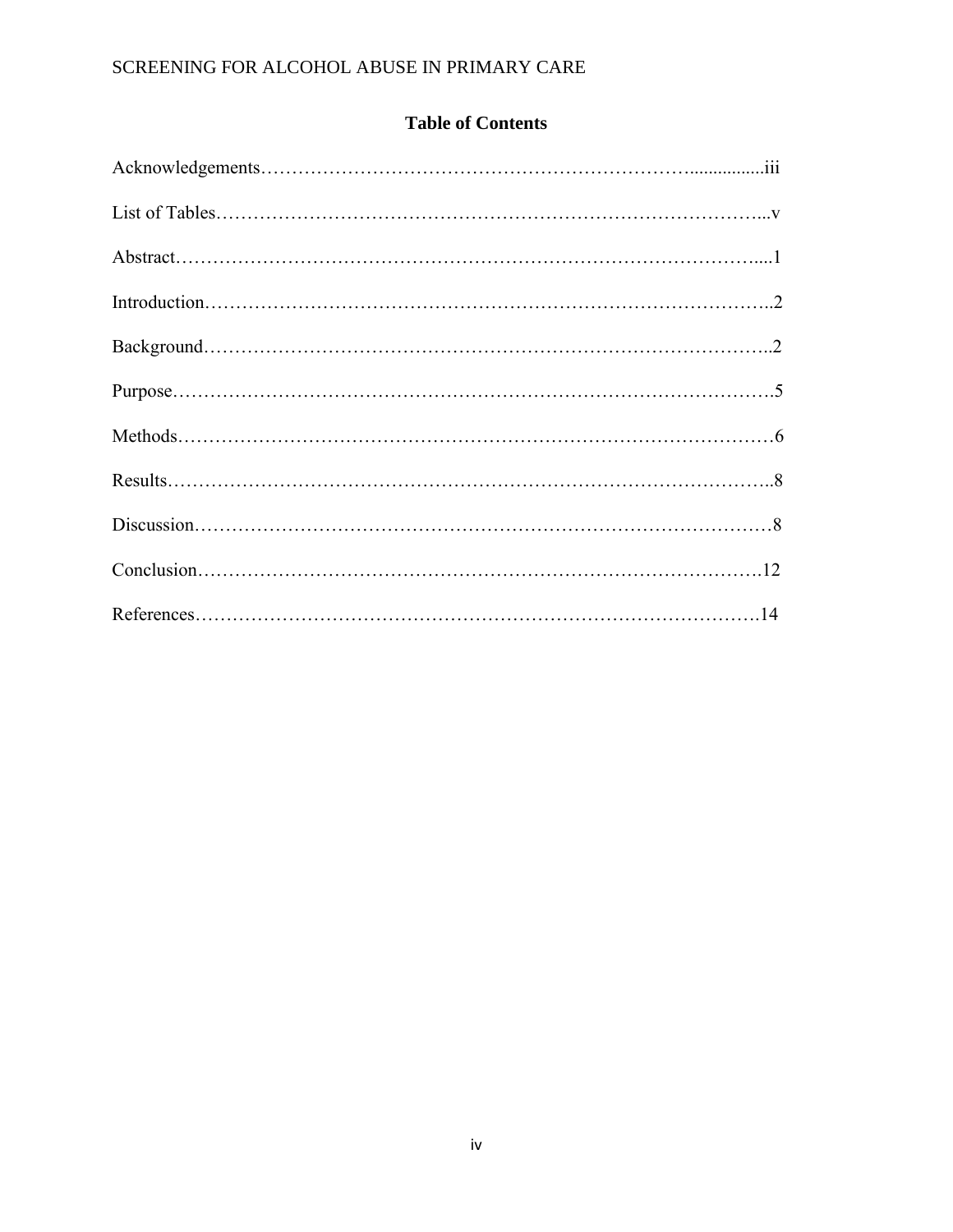## Table of Contents

Acknowledgements………………………………………………………………................iii

List of Tables……………………………………………………………………………...v

Abstract…………………………………………………………………………………....1

Introduction………………………………………………………………………………..2

Background………………………………………………………………………………..2

Purpose…………………………………………………………………………………….5

Methods……………………………………………………………………………………6

Results……………………………………………………………………………………..8

Discussion…………………………………………………………………………………8

Conclusion……………………………………………………………………………….12

References……………………………………………………………………………….14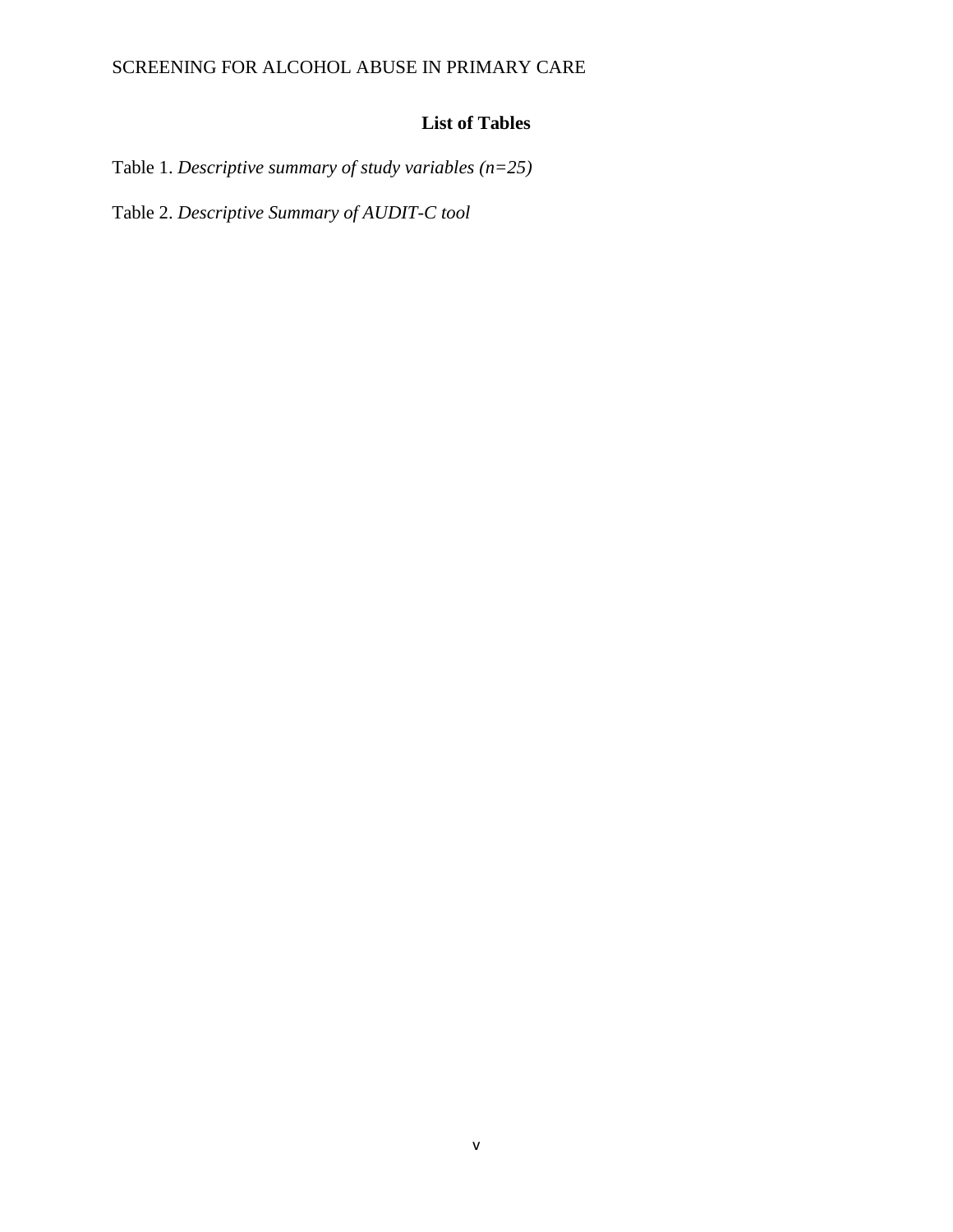## List of Tables

Table 1. *Descriptive summary of study variables (n=25)*

Table 2. *Descriptive Summary of AUDIT-C tool*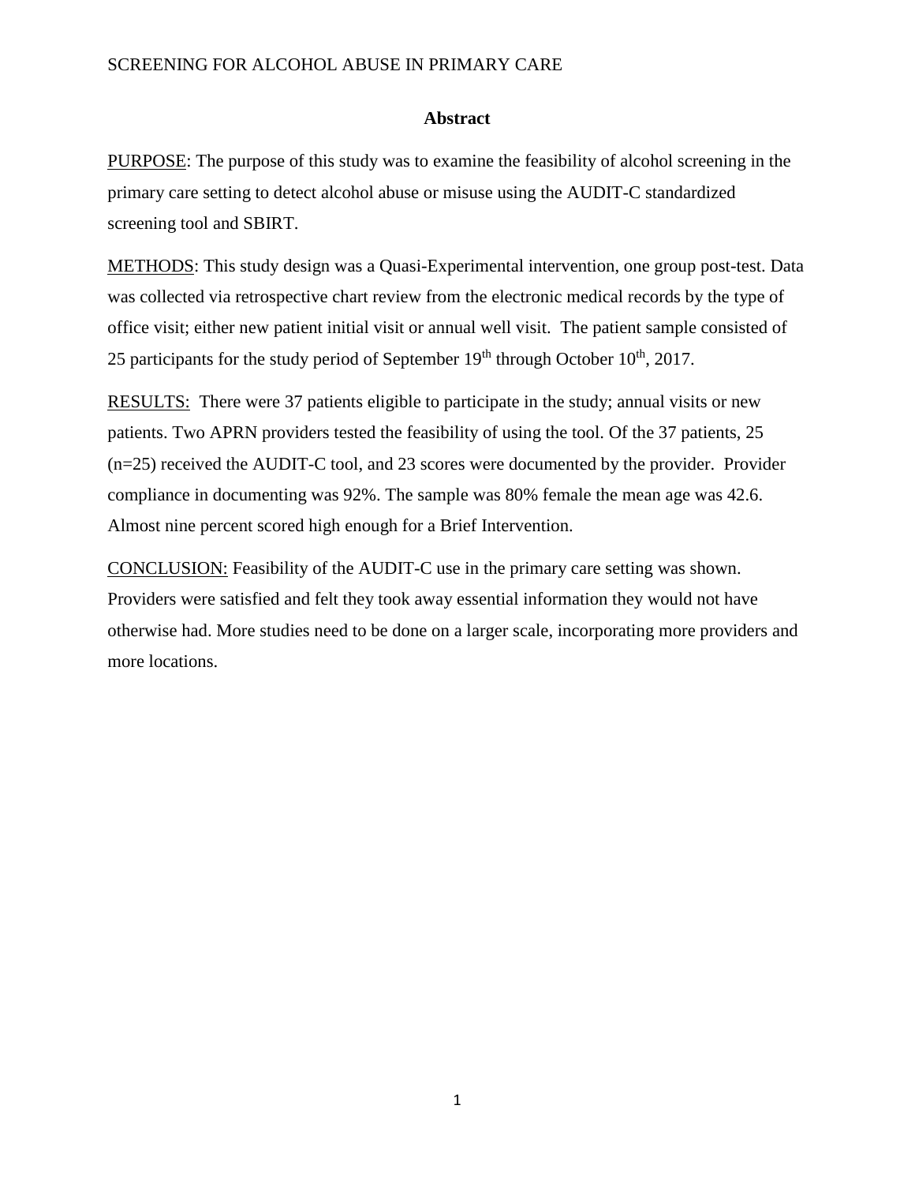## Abstract

PURPOSE: The purpose of this study was to examine the feasibility of alcohol screening in the primary care setting to detect alcohol abuse or misuse using the AUDIT-C standardized screening tool and SBIRT.

METHODS: This study design was a Quasi-Experimental intervention, one group post-test. Data was collected via retrospective chart review from the electronic medical records by the type of office visit; either new patient initial visit or annual well visit. The patient sample consisted of 25 participants for the study period of September 19th through October 10th, 2017.

RESULTS: There were 37 patients eligible to participate in the study; annual visits or new patients. Two APRN providers tested the feasibility of using the tool. Of the 37 patients, 25 (n=25) received the AUDIT-C tool, and 23 scores were documented by the provider. Provider compliance in documenting was 92%. The sample was 80% female the mean age was 42.6. Almost nine percent scored high enough for a Brief Intervention.

CONCLUSION: Feasibility of the AUDIT-C use in the primary care setting was shown. Providers were satisfied and felt they took away essential information they would not have otherwise had. More studies need to be done on a larger scale, incorporating more providers and more locations.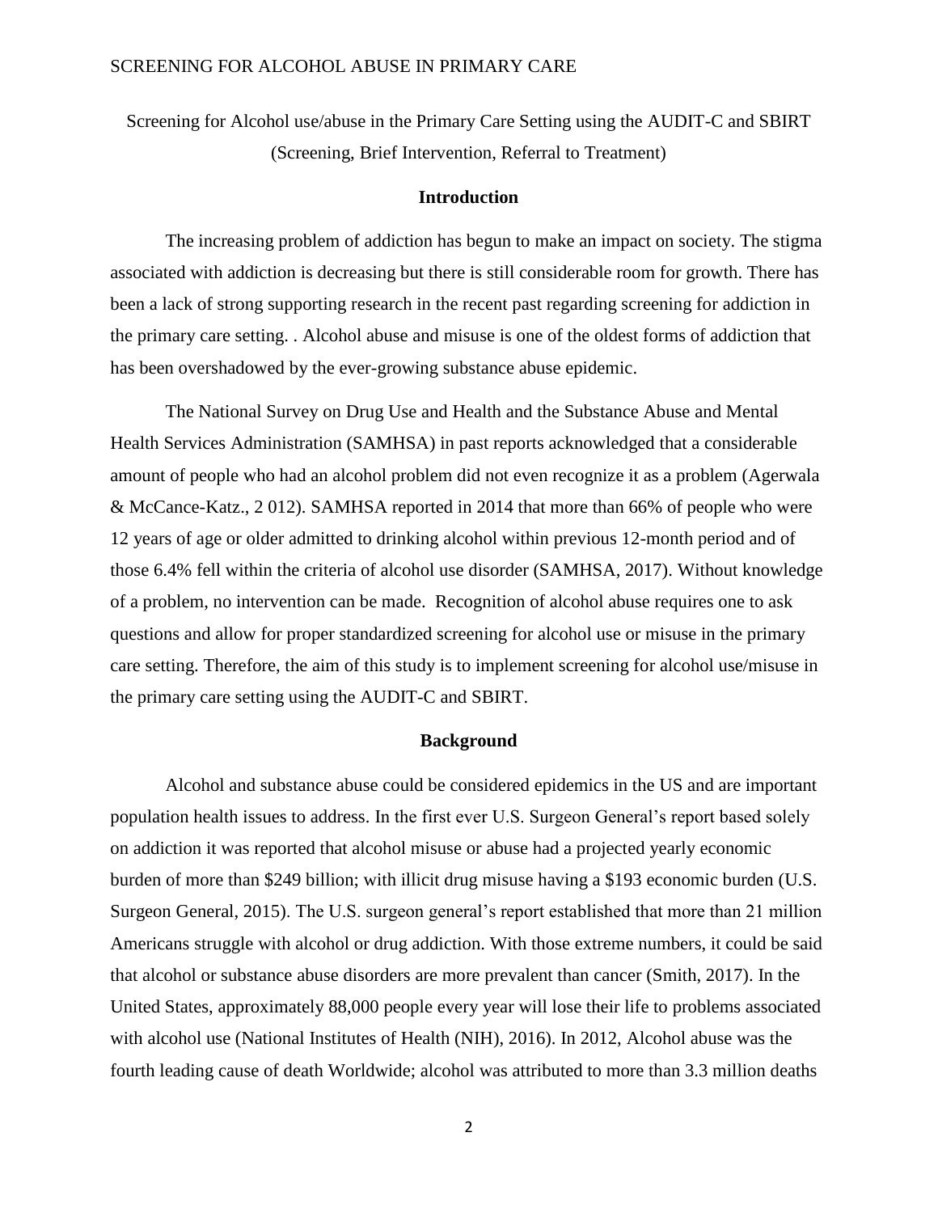Screening for Alcohol use/abuse in the Primary Care Setting using the AUDIT-C and SBIRT (Screening, Brief Intervention, Referral to Treatment)

## Introduction

The increasing problem of addiction has begun to make an impact on society. The stigma associated with addiction is decreasing but there is still considerable room for growth. There has been a lack of strong supporting research in the recent past regarding screening for addiction in the primary care setting. . Alcohol abuse and misuse is one of the oldest forms of addiction that has been overshadowed by the ever-growing substance abuse epidemic.

The National Survey on Drug Use and Health and the Substance Abuse and Mental Health Services Administration (SAMHSA) in past reports acknowledged that a considerable amount of people who had an alcohol problem did not even recognize it as a problem (Agerwala & McCance-Katz., 2 012). SAMHSA reported in 2014 that more than 66% of people who were 12 years of age or older admitted to drinking alcohol within previous 12-month period and of those 6.4% fell within the criteria of alcohol use disorder (SAMHSA, 2017). Without knowledge of a problem, no intervention can be made. Recognition of alcohol abuse requires one to ask questions and allow for proper standardized screening for alcohol use or misuse in the primary care setting. Therefore, the aim of this study is to implement screening for alcohol use/misuse in the primary care setting using the AUDIT-C and SBIRT.

## Background

Alcohol and substance abuse could be considered epidemics in the US and are important population health issues to address. In the first ever U.S. Surgeon General's report based solely on addiction it was reported that alcohol misuse or abuse had a projected yearly economic burden of more than $249 billion; with illicit drug misuse having a $193 economic burden (U.S. Surgeon General, 2015). The U.S. surgeon general's report established that more than 21 million Americans struggle with alcohol or drug addiction. With those extreme numbers, it could be said that alcohol or substance abuse disorders are more prevalent than cancer (Smith, 2017). In the United States, approximately 88,000 people every year will lose their life to problems associated with alcohol use (National Institutes of Health (NIH), 2016). In 2012, Alcohol abuse was the fourth leading cause of death Worldwide; alcohol was attributed to more than 3.3 million deaths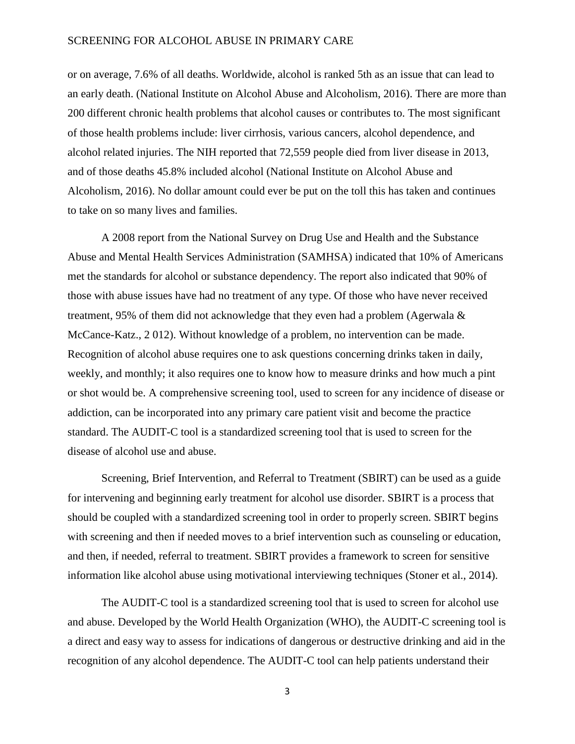or on average, 7.6% of all deaths. Worldwide, alcohol is ranked 5th as an issue that can lead to an early death. (National Institute on Alcohol Abuse and Alcoholism, 2016). There are more than 200 different chronic health problems that alcohol causes or contributes to. The most significant of those health problems include: liver cirrhosis, various cancers, alcohol dependence, and alcohol related injuries. The NIH reported that 72,559 people died from liver disease in 2013, and of those deaths 45.8% included alcohol (National Institute on Alcohol Abuse and Alcoholism, 2016). No dollar amount could ever be put on the toll this has taken and continues to take on so many lives and families.

A 2008 report from the National Survey on Drug Use and Health and the Substance Abuse and Mental Health Services Administration (SAMHSA) indicated that 10% of Americans met the standards for alcohol or substance dependency. The report also indicated that 90% of those with abuse issues have had no treatment of any type. Of those who have never received treatment, 95% of them did not acknowledge that they even had a problem (Agerwala & McCance-Katz., 2 012). Without knowledge of a problem, no intervention can be made. Recognition of alcohol abuse requires one to ask questions concerning drinks taken in daily, weekly, and monthly; it also requires one to know how to measure drinks and how much a pint or shot would be. A comprehensive screening tool, used to screen for any incidence of disease or addiction, can be incorporated into any primary care patient visit and become the practice standard. The AUDIT-C tool is a standardized screening tool that is used to screen for the disease of alcohol use and abuse.

Screening, Brief Intervention, and Referral to Treatment (SBIRT) can be used as a guide for intervening and beginning early treatment for alcohol use disorder. SBIRT is a process that should be coupled with a standardized screening tool in order to properly screen. SBIRT begins with screening and then if needed moves to a brief intervention such as counseling or education, and then, if needed, referral to treatment. SBIRT provides a framework to screen for sensitive information like alcohol abuse using motivational interviewing techniques (Stoner et al., 2014).

The AUDIT-C tool is a standardized screening tool that is used to screen for alcohol use and abuse. Developed by the World Health Organization (WHO), the AUDIT-C screening tool is a direct and easy way to assess for indications of dangerous or destructive drinking and aid in the recognition of any alcohol dependence. The AUDIT-C tool can help patients understand their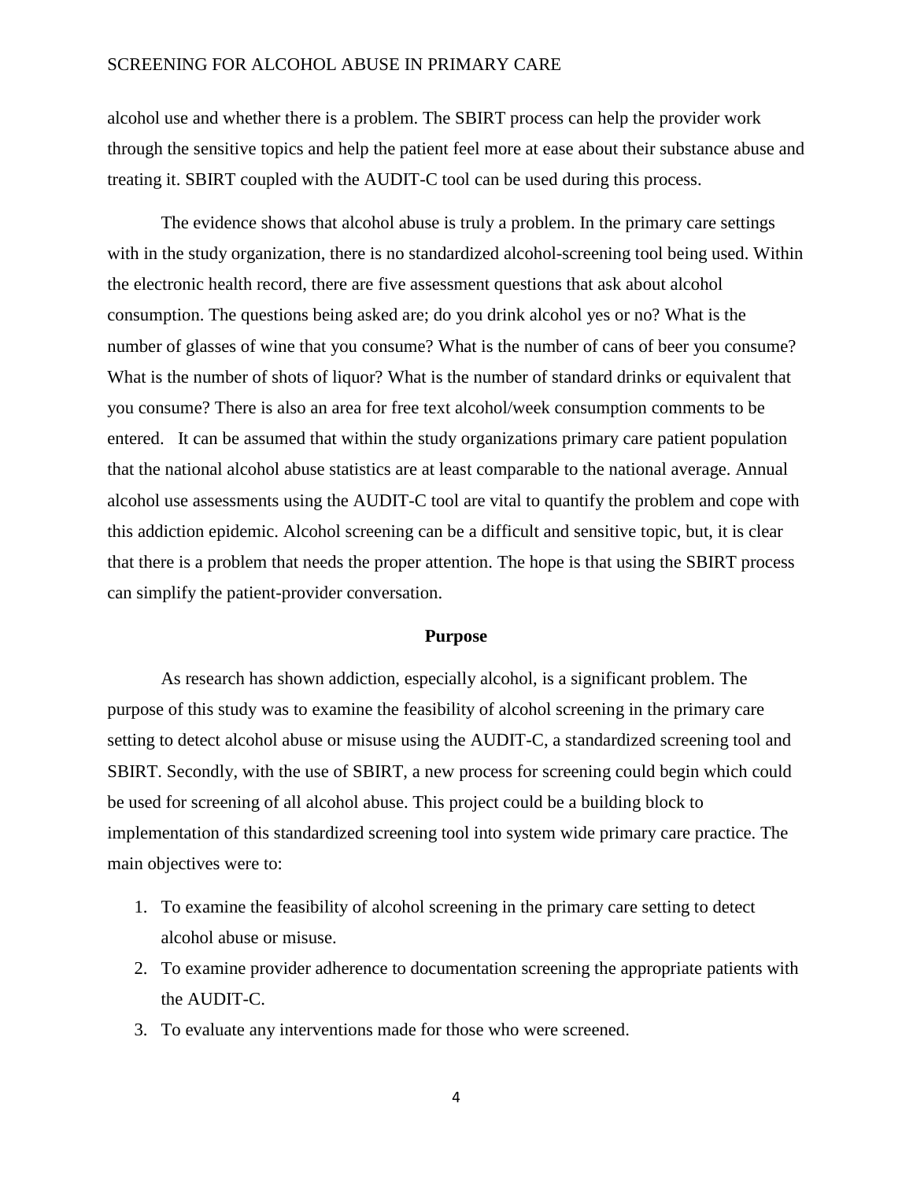alcohol use and whether there is a problem. The SBIRT process can help the provider work through the sensitive topics and help the patient feel more at ease about their substance abuse and treating it. SBIRT coupled with the AUDIT-C tool can be used during this process.

The evidence shows that alcohol abuse is truly a problem. In the primary care settings with in the study organization, there is no standardized alcohol-screening tool being used. Within the electronic health record, there are five assessment questions that ask about alcohol consumption. The questions being asked are; do you drink alcohol yes or no? What is the number of glasses of wine that you consume? What is the number of cans of beer you consume? What is the number of shots of liquor? What is the number of standard drinks or equivalent that you consume? There is also an area for free text alcohol/week consumption comments to be entered. It can be assumed that within the study organizations primary care patient population that the national alcohol abuse statistics are at least comparable to the national average. Annual alcohol use assessments using the AUDIT-C tool are vital to quantify the problem and cope with this addiction epidemic. Alcohol screening can be a difficult and sensitive topic, but, it is clear that there is a problem that needs the proper attention. The hope is that using the SBIRT process can simplify the patient-provider conversation.

## Purpose

As research has shown addiction, especially alcohol, is a significant problem. The purpose of this study was to examine the feasibility of alcohol screening in the primary care setting to detect alcohol abuse or misuse using the AUDIT-C, a standardized screening tool and SBIRT. Secondly, with the use of SBIRT, a new process for screening could begin which could be used for screening of all alcohol abuse. This project could be a building block to implementation of this standardized screening tool into system wide primary care practice. The main objectives were to:

1. To examine the feasibility of alcohol screening in the primary care setting to detect alcohol abuse or misuse.
2. To examine provider adherence to documentation screening the appropriate patients with the AUDIT-C.
3. To evaluate any interventions made for those who were screened.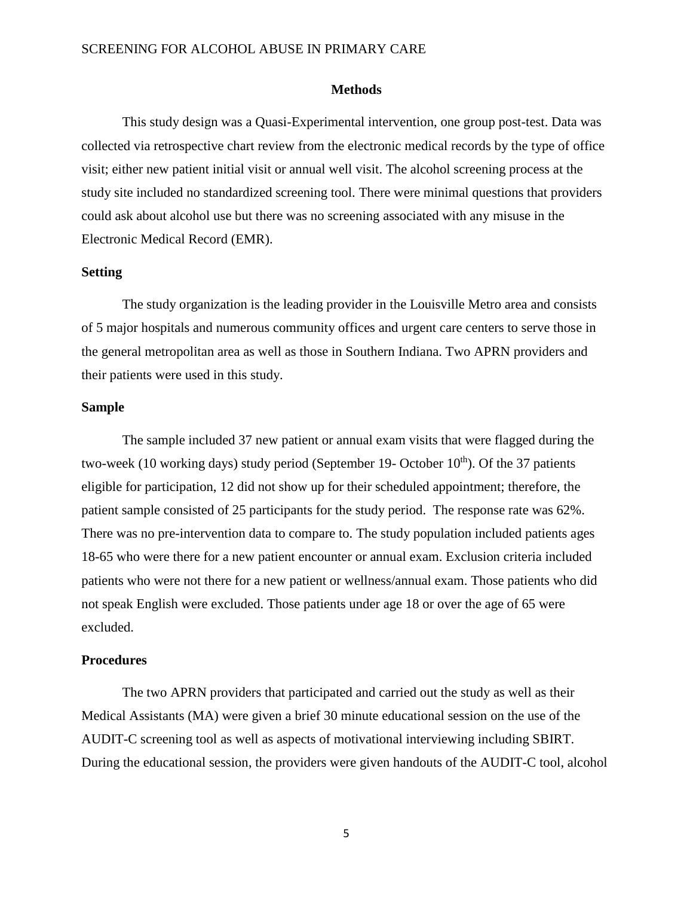## Methods

This study design was a Quasi-Experimental intervention, one group post-test. Data was collected via retrospective chart review from the electronic medical records by the type of office visit; either new patient initial visit or annual well visit. The alcohol screening process at the study site included no standardized screening tool. There were minimal questions that providers could ask about alcohol use but there was no screening associated with any misuse in the Electronic Medical Record (EMR).

### Setting

The study organization is the leading provider in the Louisville Metro area and consists of 5 major hospitals and numerous community offices and urgent care centers to serve those in the general metropolitan area as well as those in Southern Indiana. Two APRN providers and their patients were used in this study.

### Sample

The sample included 37 new patient or annual exam visits that were flagged during the two-week (10 working days) study period (September 19- October 10th). Of the 37 patients eligible for participation, 12 did not show up for their scheduled appointment; therefore, the patient sample consisted of 25 participants for the study period. The response rate was 62%. There was no pre-intervention data to compare to. The study population included patients ages 18-65 who were there for a new patient encounter or annual exam. Exclusion criteria included patients who were not there for a new patient or wellness/annual exam. Those patients who did not speak English were excluded. Those patients under age 18 or over the age of 65 were excluded.

### Procedures

The two APRN providers that participated and carried out the study as well as their Medical Assistants (MA) were given a brief 30 minute educational session on the use of the AUDIT-C screening tool as well as aspects of motivational interviewing including SBIRT. During the educational session, the providers were given handouts of the AUDIT-C tool, alcohol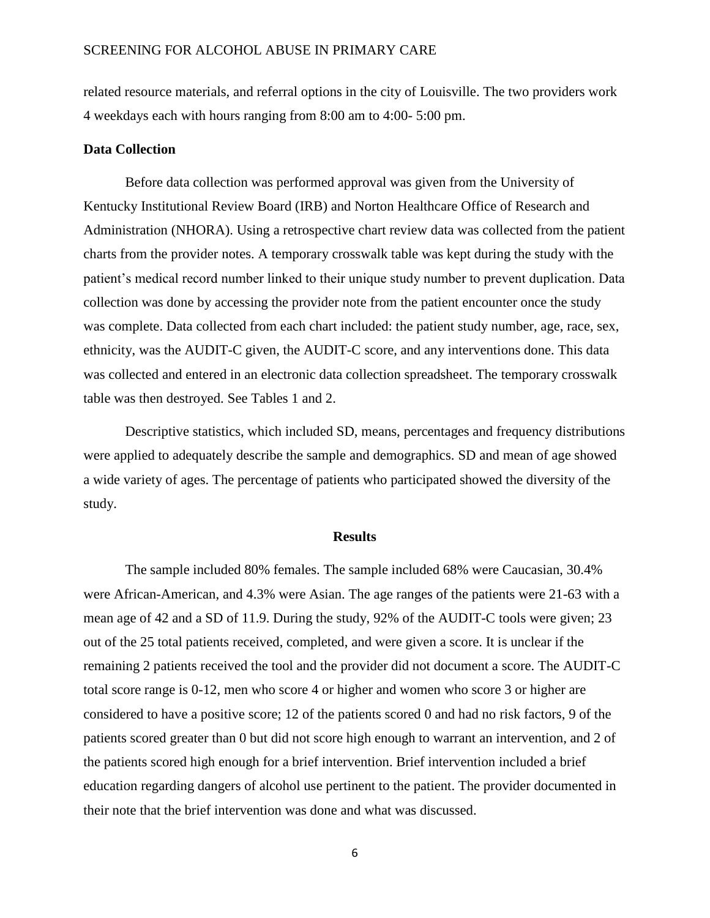related resource materials, and referral options in the city of Louisville. The two providers work 4 weekdays each with hours ranging from 8:00 am to 4:00- 5:00 pm.

**Data Collection**

Before data collection was performed approval was given from the University of Kentucky Institutional Review Board (IRB) and Norton Healthcare Office of Research and Administration (NHORA). Using a retrospective chart review data was collected from the patient charts from the provider notes. A temporary crosswalk table was kept during the study with the patient's medical record number linked to their unique study number to prevent duplication. Data collection was done by accessing the provider note from the patient encounter once the study was complete. Data collected from each chart included: the patient study number, age, race, sex, ethnicity, was the AUDIT-C given, the AUDIT-C score, and any interventions done. This data was collected and entered in an electronic data collection spreadsheet. The temporary crosswalk table was then destroyed. See Tables 1 and 2.

Descriptive statistics, which included SD, means, percentages and frequency distributions were applied to adequately describe the sample and demographics. SD and mean of age showed a wide variety of ages. The percentage of patients who participated showed the diversity of the study.

## Results

The sample included 80% females. The sample included 68% were Caucasian, 30.4% were African-American, and 4.3% were Asian. The age ranges of the patients were 21-63 with a mean age of 42 and a SD of 11.9. During the study, 92% of the AUDIT-C tools were given; 23 out of the 25 total patients received, completed, and were given a score. It is unclear if the remaining 2 patients received the tool and the provider did not document a score. The AUDIT-C total score range is 0-12, men who score 4 or higher and women who score 3 or higher are considered to have a positive score; 12 of the patients scored 0 and had no risk factors, 9 of the patients scored greater than 0 but did not score high enough to warrant an intervention, and 2 of the patients scored high enough for a brief intervention. Brief intervention included a brief education regarding dangers of alcohol use pertinent to the patient. The provider documented in their note that the brief intervention was done and what was discussed.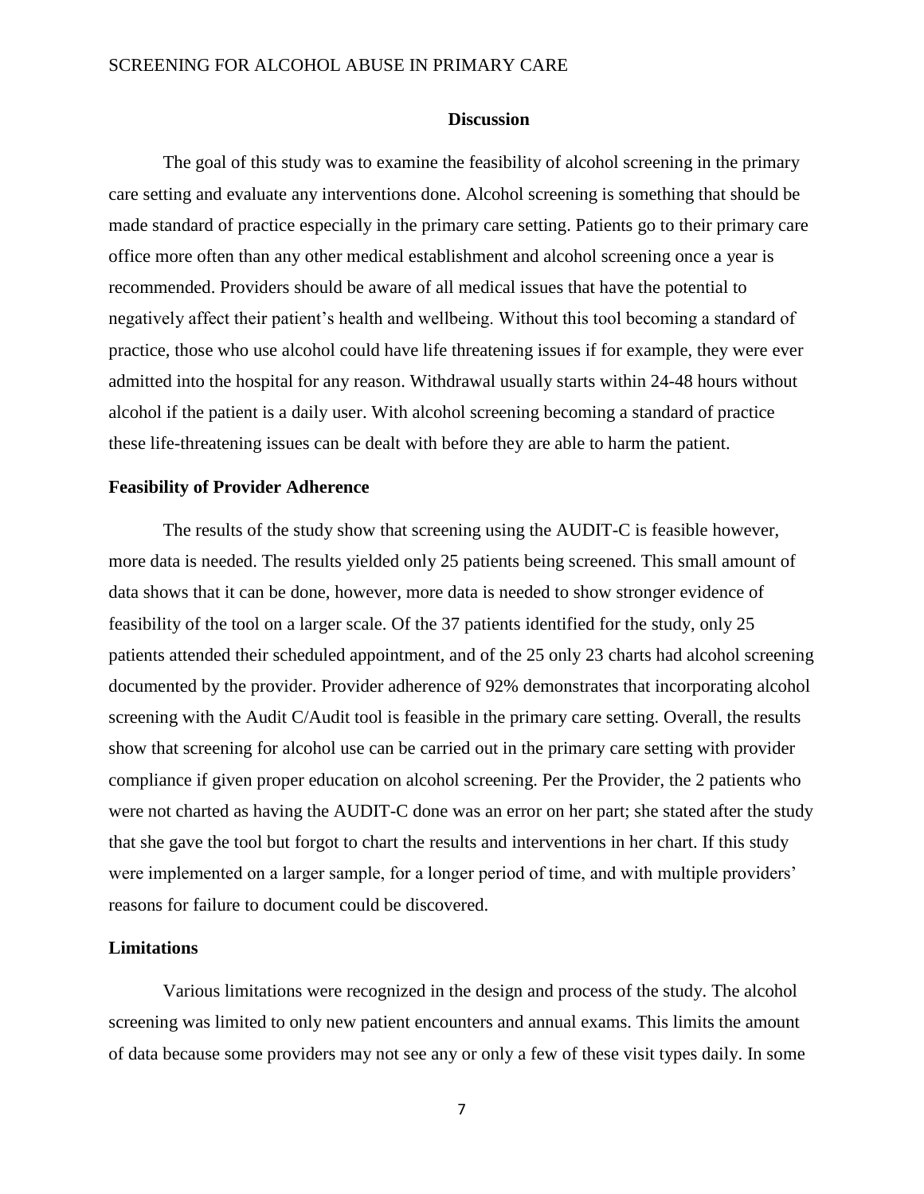## Discussion

The goal of this study was to examine the feasibility of alcohol screening in the primary care setting and evaluate any interventions done. Alcohol screening is something that should be made standard of practice especially in the primary care setting. Patients go to their primary care office more often than any other medical establishment and alcohol screening once a year is recommended. Providers should be aware of all medical issues that have the potential to negatively affect their patient's health and wellbeing. Without this tool becoming a standard of practice, those who use alcohol could have life threatening issues if for example, they were ever admitted into the hospital for any reason. Withdrawal usually starts within 24-48 hours without alcohol if the patient is a daily user. With alcohol screening becoming a standard of practice these life-threatening issues can be dealt with before they are able to harm the patient.

### Feasibility of Provider Adherence

The results of the study show that screening using the AUDIT-C is feasible however, more data is needed. The results yielded only 25 patients being screened. This small amount of data shows that it can be done, however, more data is needed to show stronger evidence of feasibility of the tool on a larger scale. Of the 37 patients identified for the study, only 25 patients attended their scheduled appointment, and of the 25 only 23 charts had alcohol screening documented by the provider. Provider adherence of 92% demonstrates that incorporating alcohol screening with the Audit C/Audit tool is feasible in the primary care setting. Overall, the results show that screening for alcohol use can be carried out in the primary care setting with provider compliance if given proper education on alcohol screening. Per the Provider, the 2 patients who were not charted as having the AUDIT-C done was an error on her part; she stated after the study that she gave the tool but forgot to chart the results and interventions in her chart. If this study were implemented on a larger sample, for a longer period of time, and with multiple providers' reasons for failure to document could be discovered.

### Limitations

Various limitations were recognized in the design and process of the study. The alcohol screening was limited to only new patient encounters and annual exams. This limits the amount of data because some providers may not see any or only a few of these visit types daily. In some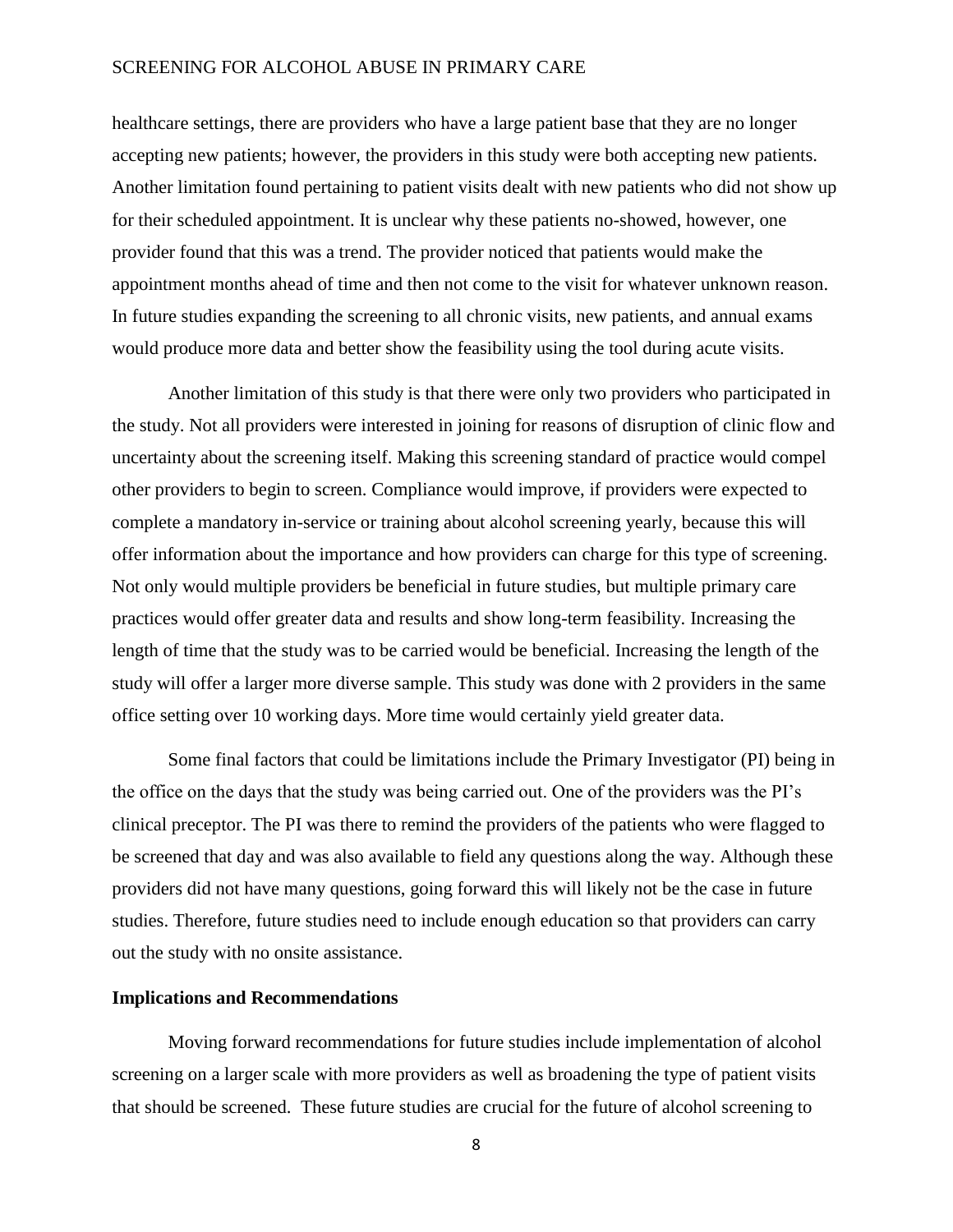healthcare settings, there are providers who have a large patient base that they are no longer accepting new patients; however, the providers in this study were both accepting new patients. Another limitation found pertaining to patient visits dealt with new patients who did not show up for their scheduled appointment. It is unclear why these patients no-showed, however, one provider found that this was a trend. The provider noticed that patients would make the appointment months ahead of time and then not come to the visit for whatever unknown reason. In future studies expanding the screening to all chronic visits, new patients, and annual exams would produce more data and better show the feasibility using the tool during acute visits.

Another limitation of this study is that there were only two providers who participated in the study. Not all providers were interested in joining for reasons of disruption of clinic flow and uncertainty about the screening itself. Making this screening standard of practice would compel other providers to begin to screen. Compliance would improve, if providers were expected to complete a mandatory in-service or training about alcohol screening yearly, because this will offer information about the importance and how providers can charge for this type of screening. Not only would multiple providers be beneficial in future studies, but multiple primary care practices would offer greater data and results and show long-term feasibility. Increasing the length of time that the study was to be carried would be beneficial. Increasing the length of the study will offer a larger more diverse sample. This study was done with 2 providers in the same office setting over 10 working days. More time would certainly yield greater data.

Some final factors that could be limitations include the Primary Investigator (PI) being in the office on the days that the study was being carried out. One of the providers was the PI's clinical preceptor. The PI was there to remind the providers of the patients who were flagged to be screened that day and was also available to field any questions along the way. Although these providers did not have many questions, going forward this will likely not be the case in future studies. Therefore, future studies need to include enough education so that providers can carry out the study with no onsite assistance.

**Implications and Recommendations**

Moving forward recommendations for future studies include implementation of alcohol screening on a larger scale with more providers as well as broadening the type of patient visits that should be screened. These future studies are crucial for the future of alcohol screening to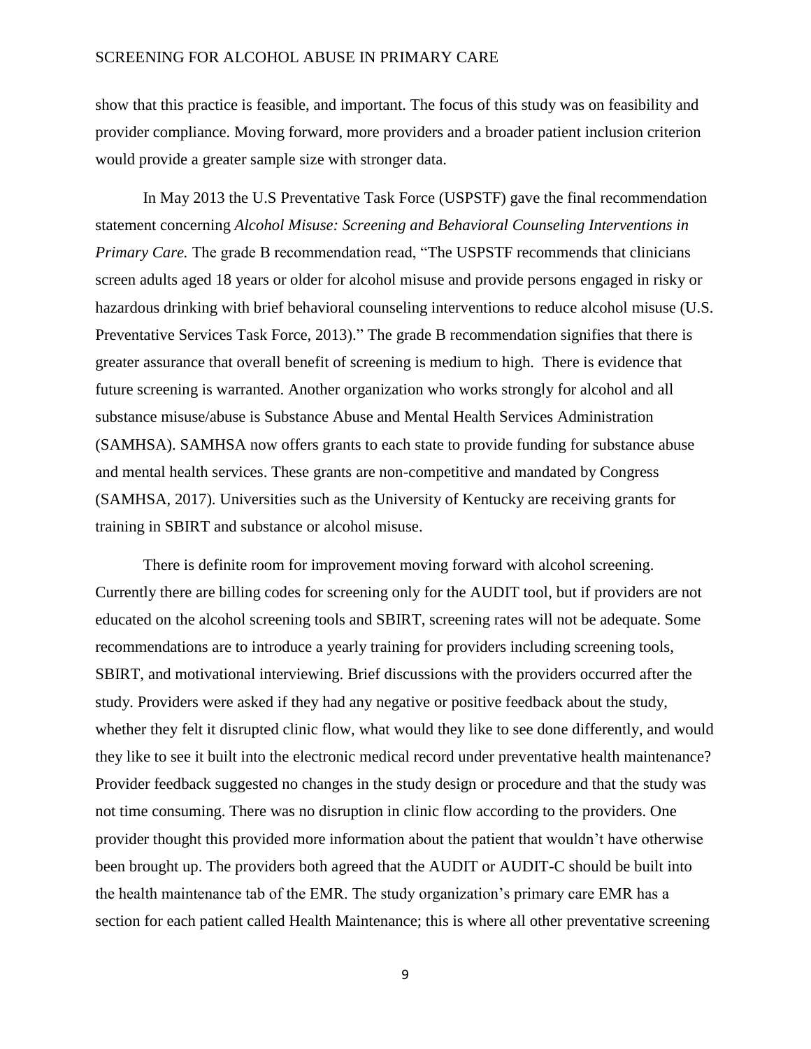show that this practice is feasible, and important. The focus of this study was on feasibility and provider compliance. Moving forward, more providers and a broader patient inclusion criterion would provide a greater sample size with stronger data.

In May 2013 the U.S Preventative Task Force (USPSTF) gave the final recommendation statement concerning *Alcohol Misuse: Screening and Behavioral Counseling Interventions in Primary Care.* The grade B recommendation read, "The USPSTF recommends that clinicians screen adults aged 18 years or older for alcohol misuse and provide persons engaged in risky or hazardous drinking with brief behavioral counseling interventions to reduce alcohol misuse (U.S. Preventative Services Task Force, 2013)." The grade B recommendation signifies that there is greater assurance that overall benefit of screening is medium to high. There is evidence that future screening is warranted. Another organization who works strongly for alcohol and all substance misuse/abuse is Substance Abuse and Mental Health Services Administration (SAMHSA). SAMHSA now offers grants to each state to provide funding for substance abuse and mental health services. These grants are non-competitive and mandated by Congress (SAMHSA, 2017). Universities such as the University of Kentucky are receiving grants for training in SBIRT and substance or alcohol misuse.

There is definite room for improvement moving forward with alcohol screening. Currently there are billing codes for screening only for the AUDIT tool, but if providers are not educated on the alcohol screening tools and SBIRT, screening rates will not be adequate. Some recommendations are to introduce a yearly training for providers including screening tools, SBIRT, and motivational interviewing. Brief discussions with the providers occurred after the study. Providers were asked if they had any negative or positive feedback about the study, whether they felt it disrupted clinic flow, what would they like to see done differently, and would they like to see it built into the electronic medical record under preventative health maintenance? Provider feedback suggested no changes in the study design or procedure and that the study was not time consuming. There was no disruption in clinic flow according to the providers. One provider thought this provided more information about the patient that wouldn't have otherwise been brought up. The providers both agreed that the AUDIT or AUDIT-C should be built into the health maintenance tab of the EMR. The study organization's primary care EMR has a section for each patient called Health Maintenance; this is where all other preventative screening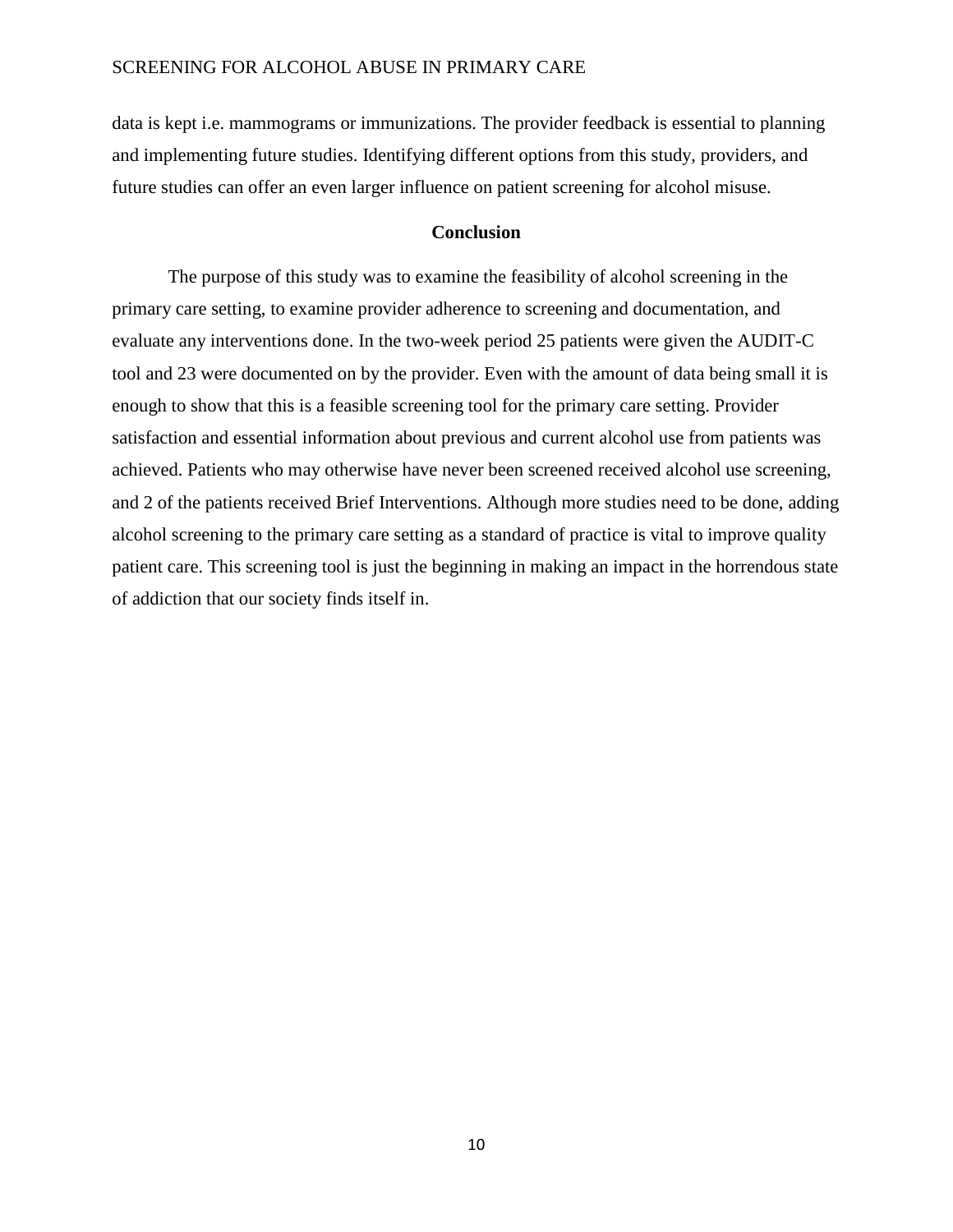data is kept i.e. mammograms or immunizations. The provider feedback is essential to planning and implementing future studies. Identifying different options from this study, providers, and future studies can offer an even larger influence on patient screening for alcohol misuse.

## Conclusion

The purpose of this study was to examine the feasibility of alcohol screening in the primary care setting, to examine provider adherence to screening and documentation, and evaluate any interventions done. In the two-week period 25 patients were given the AUDIT-C tool and 23 were documented on by the provider. Even with the amount of data being small it is enough to show that this is a feasible screening tool for the primary care setting. Provider satisfaction and essential information about previous and current alcohol use from patients was achieved. Patients who may otherwise have never been screened received alcohol use screening, and 2 of the patients received Brief Interventions. Although more studies need to be done, adding alcohol screening to the primary care setting as a standard of practice is vital to improve quality patient care. This screening tool is just the beginning in making an impact in the horrendous state of addiction that our society finds itself in.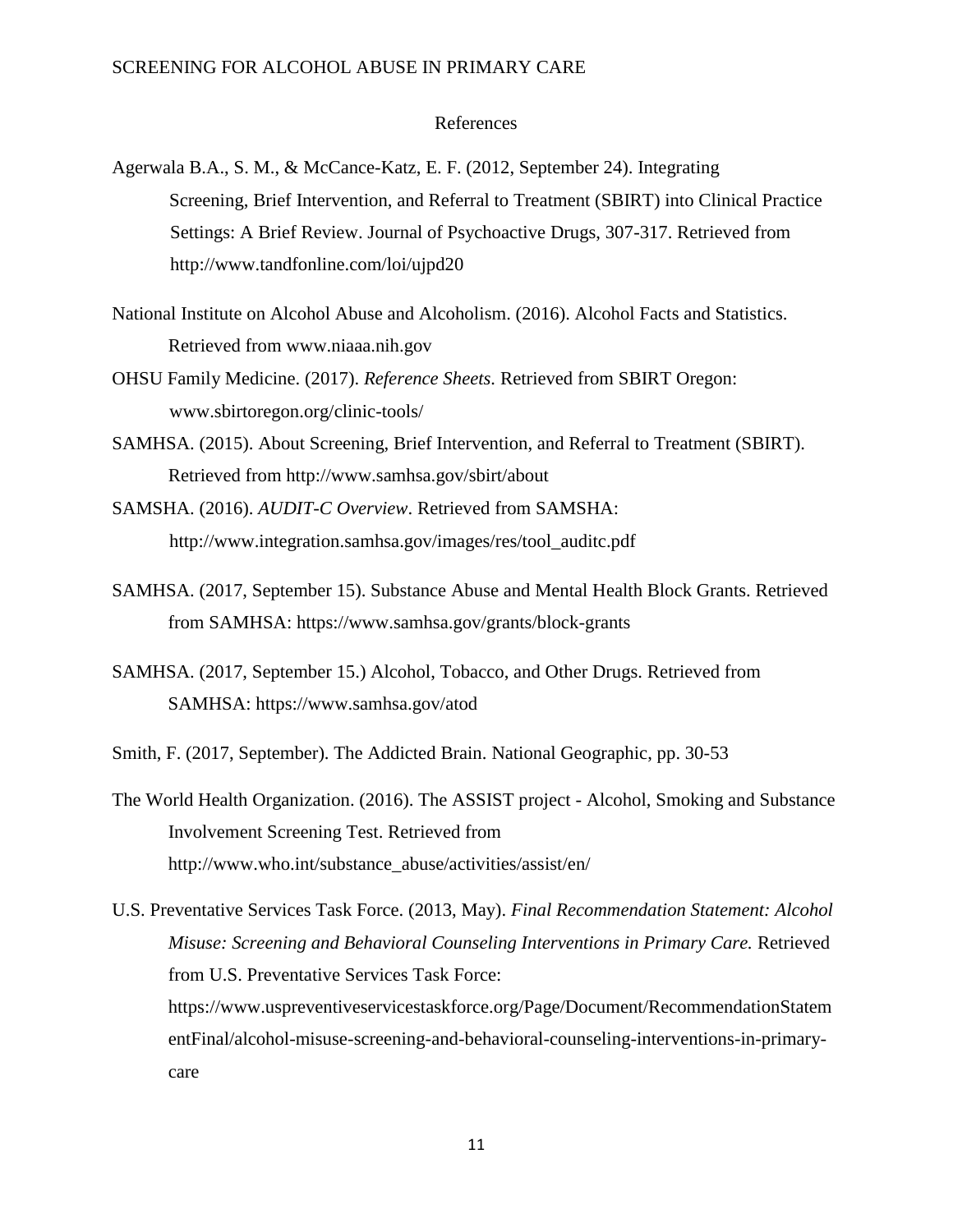# References

Agerwala B.A., S. M., & McCance-Katz, E. F. (2012, September 24). Integrating Screening, Brief Intervention, and Referral to Treatment (SBIRT) into Clinical Practice Settings: A Brief Review. Journal of Psychoactive Drugs, 307-317. Retrieved from http://www.tandfonline.com/loi/ujpd20

National Institute on Alcohol Abuse and Alcoholism. (2016). Alcohol Facts and Statistics. Retrieved from www.niaaa.nih.gov

OHSU Family Medicine. (2017). *Reference Sheets*. Retrieved from SBIRT Oregon: www.sbirtoregon.org/clinic-tools/

SAMHSA. (2015). About Screening, Brief Intervention, and Referral to Treatment (SBIRT). Retrieved from http://www.samhsa.gov/sbirt/about

SAMSHA. (2016). *AUDIT-C Overview*. Retrieved from SAMSHA: http://www.integration.samhsa.gov/images/res/tool_auditc.pdf

SAMHSA. (2017, September 15). Substance Abuse and Mental Health Block Grants. Retrieved from SAMHSA: https://www.samhsa.gov/grants/block-grants

SAMHSA. (2017, September 15.) Alcohol, Tobacco, and Other Drugs. Retrieved from SAMHSA: https://www.samhsa.gov/atod

Smith, F. (2017, September). The Addicted Brain. National Geographic, pp. 30-53

The World Health Organization. (2016). The ASSIST project - Alcohol, Smoking and Substance Involvement Screening Test. Retrieved from http://www.who.int/substance_abuse/activities/assist/en/

U.S. Preventative Services Task Force. (2013, May). *Final Recommendation Statement: Alcohol Misuse: Screening and Behavioral Counseling Interventions in Primary Care.* Retrieved from U.S. Preventative Services Task Force: https://www.uspreventiveservicestaskforce.org/Page/Document/RecommendationStatementFinal/alcohol-misuse-screening-and-behavioral-counseling-interventions-in-primary-care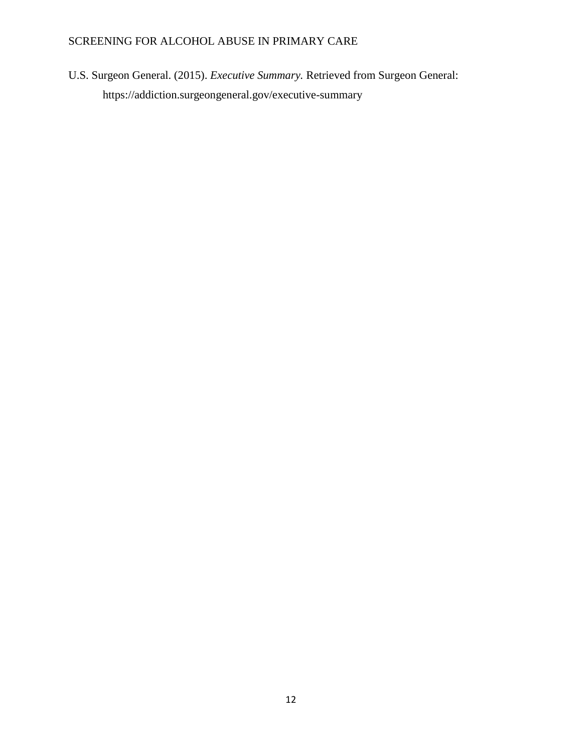U.S. Surgeon General. (2015). *Executive Summary.* Retrieved from Surgeon General: https://addiction.surgeongeneral.gov/executive-summary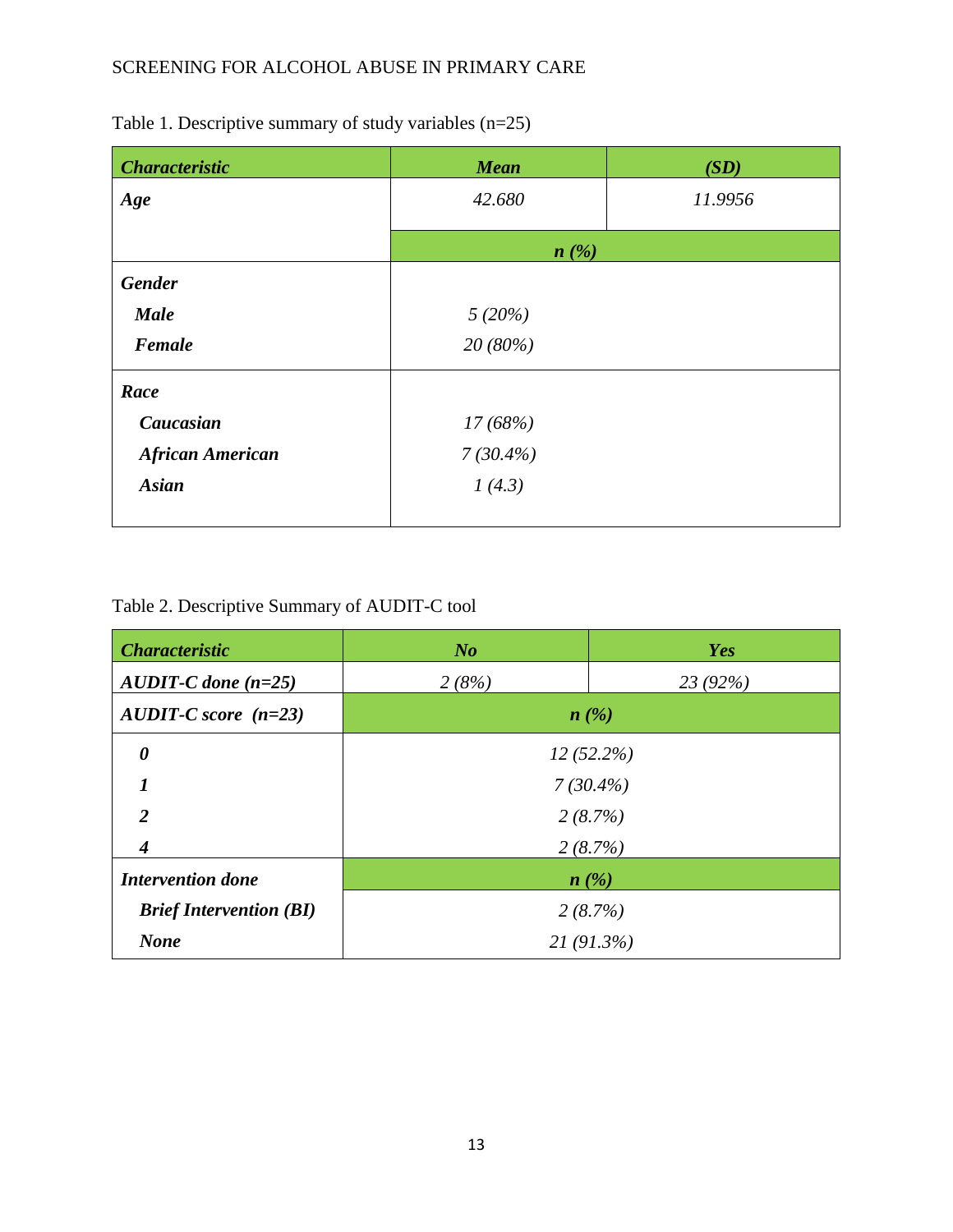Table 1. Descriptive summary of study variables (n=25)

| ***Characteristic*** | ***Mean*** | ***(SD)*** |
|---|---|---|
| ***Age*** | *42.680* | *11.9956* |
| | ***n (%)*** | |
| ***Gender*** | | |
| ***Male*** | *5 (20%)* | |
| ***Female*** | *20 (80%)* | |
| ***Race*** | | |
| ***Caucasian*** | *17 (68%)* | |
| ***African American*** | *7 (30.4%)* | |
| ***Asian*** | *1 (4.3)* | |

Table 2. Descriptive Summary of AUDIT-C tool

| ***Characteristic*** | ***No*** | ***Yes*** |
|---|---|---|
| ***AUDIT-C done (n=25)*** | *2 (8%)* | *23 (92%)* |
| ***AUDIT-C score (n=23)*** | ***n (%)*** | |
| ***0*** | *12 (52.2%)* | |
| ***1*** | *7 (30.4%)* | |
| ***2*** | *2 (8.7%)* | |
| ***4*** | *2 (8.7%)* | |
| ***Intervention done*** | ***n (%)*** | |
| ***Brief Intervention (BI)*** | *2 (8.7%)* | |
| ***None*** | *21 (91.3%)* | |